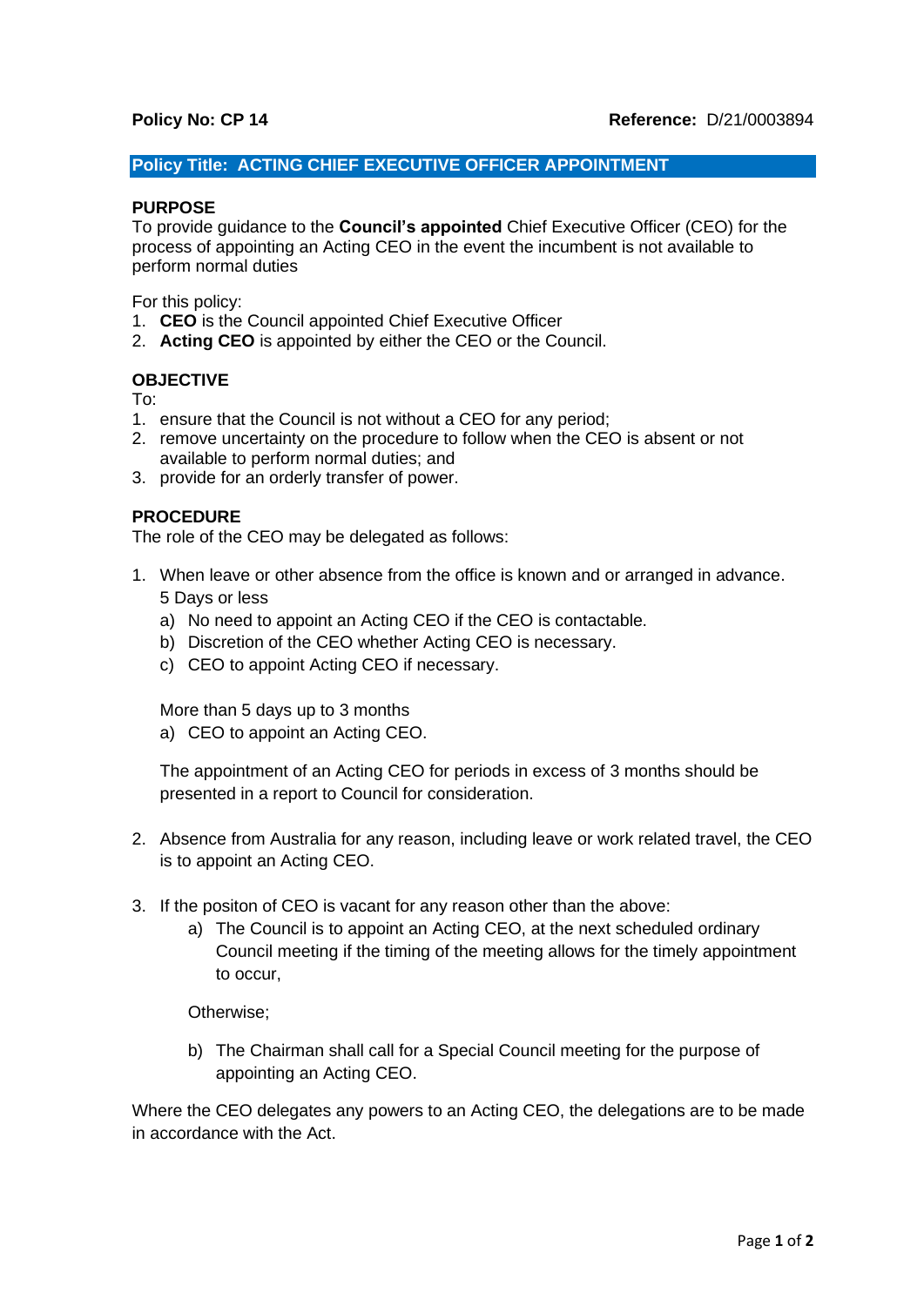**Policy No: CP 14** **Reference:** D/21/0003894

## Policy Title: ACTING CHIEF EXECUTIVE OFFICER APPOINTMENT

### PURPOSE

To provide guidance to the **Council's appointed** Chief Executive Officer (CEO) for the process of appointing an Acting CEO in the event the incumbent is not available to perform normal duties

For this policy:

1. **CEO** is the Council appointed Chief Executive Officer
2. **Acting CEO** is appointed by either the CEO or the Council.

### OBJECTIVE

To:

1. ensure that the Council is not without a CEO for any period;
2. remove uncertainty on the procedure to follow when the CEO is absent or not available to perform normal duties; and
3. provide for an orderly transfer of power.

### PROCEDURE

The role of the CEO may be delegated as follows:

1. When leave or other absence from the office is known and or arranged in advance.

   5 Days or less

   a) No need to appoint an Acting CEO if the CEO is contactable.

   b) Discretion of the CEO whether Acting CEO is necessary.

   c) CEO to appoint Acting CEO if necessary.

   More than 5 days up to 3 months

   a) CEO to appoint an Acting CEO.

   The appointment of an Acting CEO for periods in excess of 3 months should be presented in a report to Council for consideration.

2. Absence from Australia for any reason, including leave or work related travel, the CEO is to appoint an Acting CEO.

3. If the positon of CEO is vacant for any reason other than the above:

   a) The Council is to appoint an Acting CEO, at the next scheduled ordinary Council meeting if the timing of the meeting allows for the timely appointment to occur,

   Otherwise;

   b) The Chairman shall call for a Special Council meeting for the purpose of appointing an Acting CEO.

Where the CEO delegates any powers to an Acting CEO, the delegations are to be made in accordance with the Act.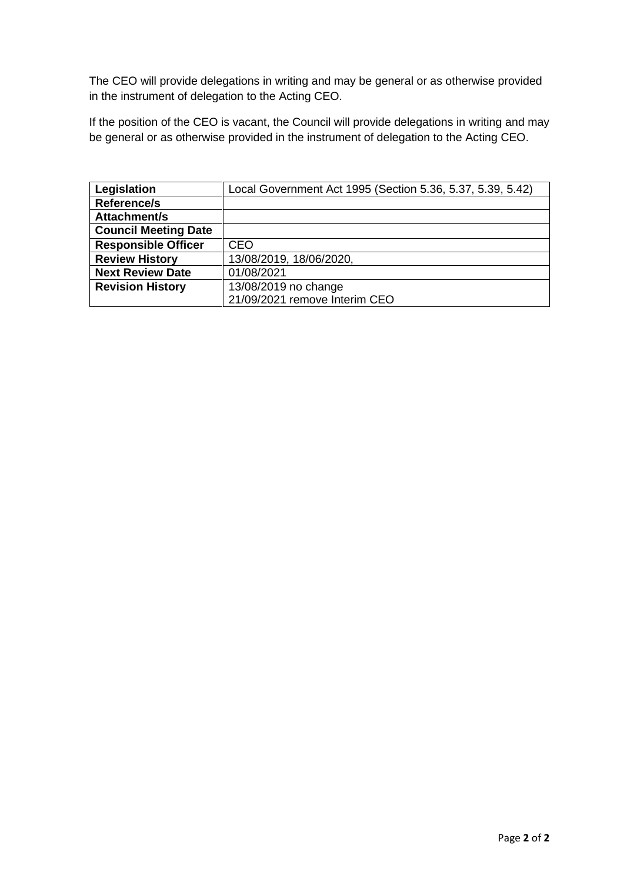The CEO will provide delegations in writing and may be general or as otherwise provided in the instrument of delegation to the Acting CEO.

If the position of the CEO is vacant, the Council will provide delegations in writing and may be general or as otherwise provided in the instrument of delegation to the Acting CEO.

| | |
|---|---|
| **Legislation** | Local Government Act 1995 (Section 5.36, 5.37, 5.39, 5.42) |
| **Reference/s** | |
| **Attachment/s** | |
| **Council Meeting Date** | |
| **Responsible Officer** | CEO |
| **Review History** | 13/08/2019, 18/06/2020, |
| **Next Review Date** | 01/08/2021 |
| **Revision History** | 13/08/2019 no change<br>21/09/2021 remove Interim CEO |